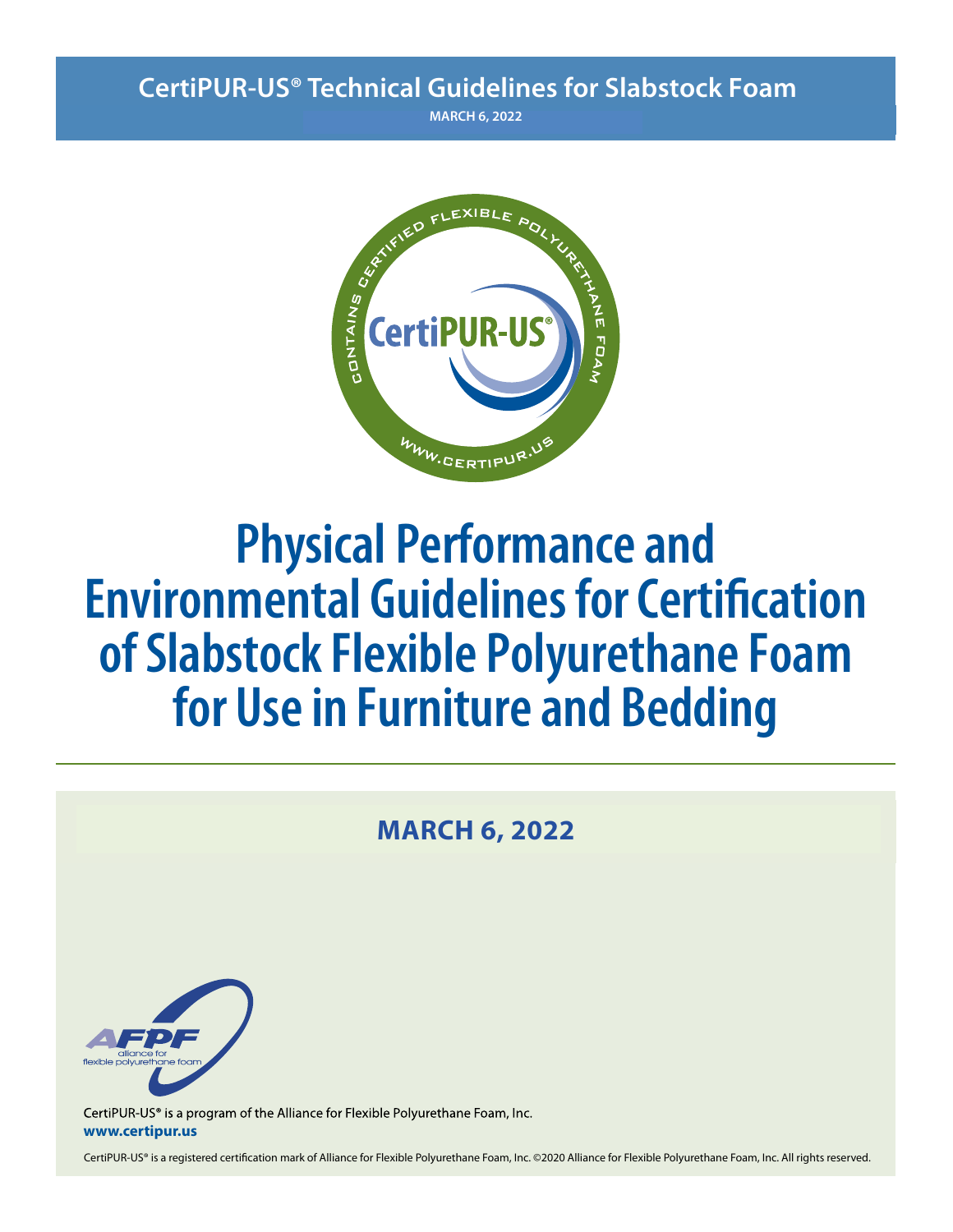CertiPUR-US® Technical Guidelines for Slabstock Foam

MARCH 6, 2022

# Physical Performance and Environmental Guidelines for Certification of Slabstock Flexible Polyurethane Foam for Use in Furniture and Bedding

**MARCH 6, 2022**

CertiPUR-US® is a program of the Alliance for Flexible Polyurethane Foam, Inc.

**www.certipur.us**

CertiPUR-US® is a registered certification mark of Alliance for Flexible Polyurethane Foam, Inc. ©2020 Alliance for Flexible Polyurethane Foam, Inc. All rights reserved.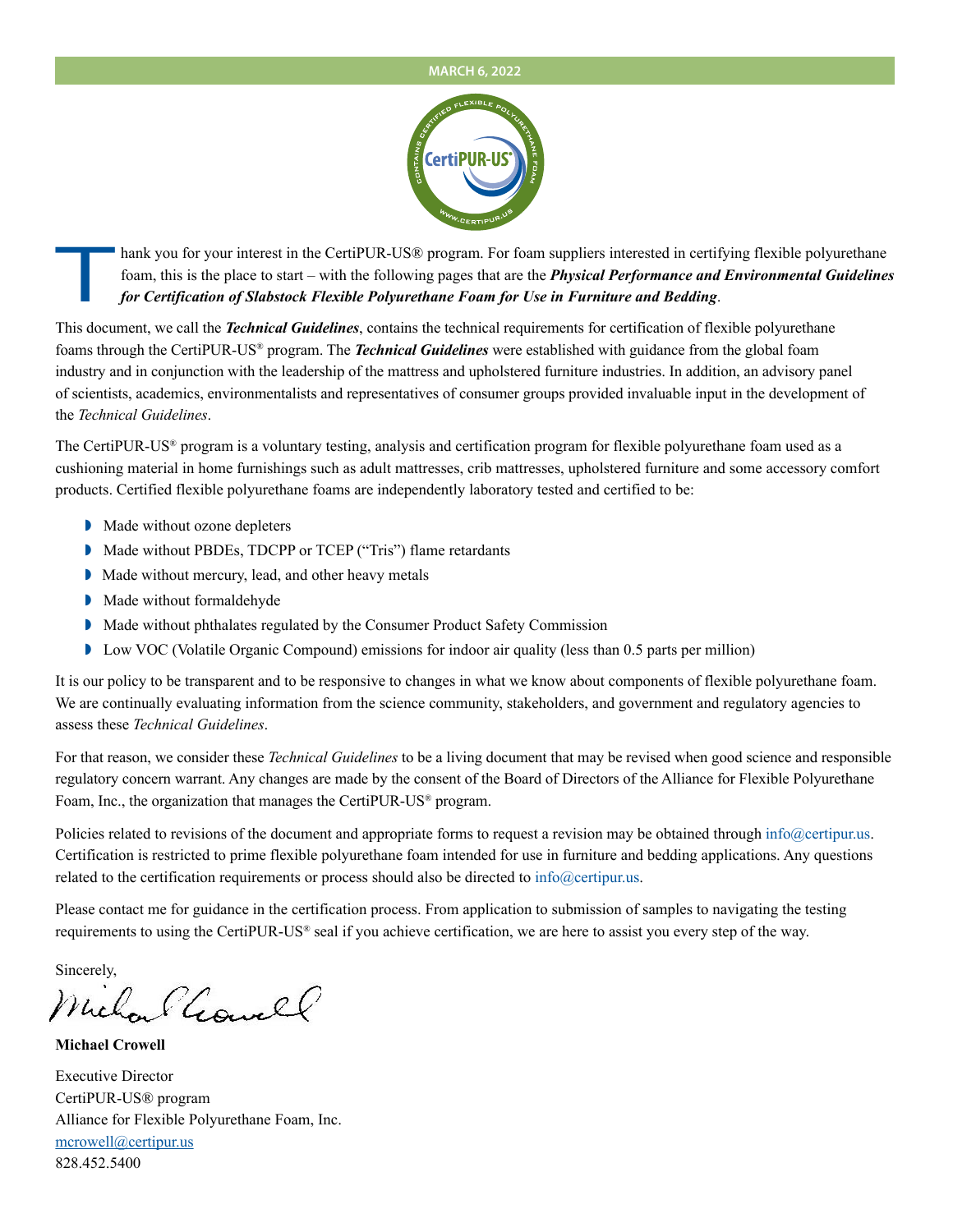MARCH 6, 2022

Thank you for your interest in the CertiPUR-US® program. For foam suppliers interested in certifying flexible polyurethane foam, this is the place to start – with the following pages that are the ***Physical Performance and Environmental Guidelines for Certification of Slabstock Flexible Polyurethane Foam for Use in Furniture and Bedding***.

This document, we call the ***Technical Guidelines***, contains the technical requirements for certification of flexible polyurethane foams through the CertiPUR-US® program. The ***Technical Guidelines*** were established with guidance from the global foam industry and in conjunction with the leadership of the mattress and upholstered furniture industries. In addition, an advisory panel of scientists, academics, environmentalists and representatives of consumer groups provided invaluable input in the development of the *Technical Guidelines*.

The CertiPUR-US® program is a voluntary testing, analysis and certification program for flexible polyurethane foam used as a cushioning material in home furnishings such as adult mattresses, crib mattresses, upholstered furniture and some accessory comfort products. Certified flexible polyurethane foams are independently laboratory tested and certified to be:

- Made without ozone depleters
- Made without PBDEs, TDCPP or TCEP (“Tris”) flame retardants
- Made without mercury, lead, and other heavy metals
- Made without formaldehyde
- Made without phthalates regulated by the Consumer Product Safety Commission
- Low VOC (Volatile Organic Compound) emissions for indoor air quality (less than 0.5 parts per million)

It is our policy to be transparent and to be responsive to changes in what we know about components of flexible polyurethane foam. We are continually evaluating information from the science community, stakeholders, and government and regulatory agencies to assess these *Technical Guidelines*.

For that reason, we consider these *Technical Guidelines* to be a living document that may be revised when good science and responsible regulatory concern warrant. Any changes are made by the consent of the Board of Directors of the Alliance for Flexible Polyurethane Foam, Inc., the organization that manages the CertiPUR-US® program.

Policies related to revisions of the document and appropriate forms to request a revision may be obtained through info@certipur.us. Certification is restricted to prime flexible polyurethane foam intended for use in furniture and bedding applications. Any questions related to the certification requirements or process should also be directed to info@certipur.us.

Please contact me for guidance in the certification process. From application to submission of samples to navigating the testing requirements to using the CertiPUR-US® seal if you achieve certification, we are here to assist you every step of the way.

Sincerely,

**Michael Crowell**

Executive Director
CertiPUR-US® program
Alliance for Flexible Polyurethane Foam, Inc.
mcrowell@certipur.us
828.452.5400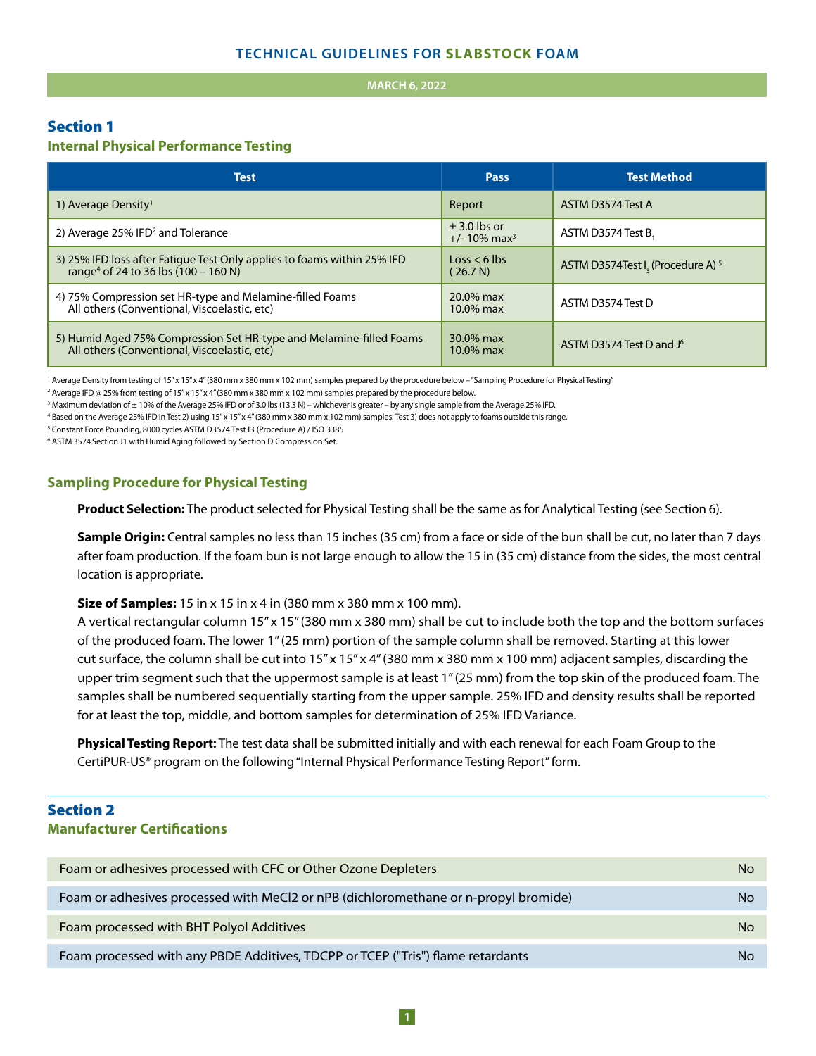# TECHNICAL GUIDELINES FOR SLABSTOCK FOAM

MARCH 6, 2022

## Section 1

### Internal Physical Performance Testing

| Test | Pass | Test Method |
|---|---|---|
| 1) Average Density[1] | Report | ASTM D3574 Test A |
| 2) Average 25% IFD[2] and Tolerance | ± 3.0 lbs or +/- 10% max[3] | ASTM D3574 Test $B_1$ |
| 3) 25% IFD loss after Fatigue Test Only applies to foams within 25% IFD range[4] of 24 to 36 lbs (100 – 160 N) | Loss < 6 lbs (26.7 N) | ASTM D3574Test $I_3$ (Procedure A)[5] |
| 4) 75% Compression set HR-type and Melamine-filled Foams<br>All others (Conventional, Viscoelastic, etc) | 20.0% max<br>10.0% max | ASTM D3574 Test D |
| 5) Humid Aged 75% Compression Set HR-type and Melamine-filled Foams<br>All others (Conventional, Viscoelastic, etc) | 30.0% max<br>10.0% max | ASTM D3574 Test D and J[6] |

[1] Average Density from testing of 15" x 15" x 4" (380 mm x 380 mm x 102 mm) samples prepared by the procedure below – "Sampling Procedure for Physical Testing"

[2] Average IFD @ 25% from testing of 15" x 15" x 4" (380 mm x 380 mm x 102 mm) samples prepared by the procedure below.

[3] Maximum deviation of ± 10% of the Average 25% IFD or of 3.0 lbs (13.3 N) – whichever is greater – by any single sample from the Average 25% IFD.

[4] Based on the Average 25% IFD in Test 2) using 15" x 15" x 4" (380 mm x 380 mm x 102 mm) samples. Test 3) does not apply to foams outside this range.

[5] Constant Force Pounding, 8000 cycles ASTM D3574 Test I3 (Procedure A) / ISO 3385

[6] ASTM 3574 Section J1 with Humid Aging followed by Section D Compression Set.

### Sampling Procedure for Physical Testing

**Product Selection:** The product selected for Physical Testing shall be the same as for Analytical Testing (see Section 6).

**Sample Origin:** Central samples no less than 15 inches (35 cm) from a face or side of the bun shall be cut, no later than 7 days after foam production. If the foam bun is not large enough to allow the 15 in (35 cm) distance from the sides, the most central location is appropriate.

**Size of Samples:** 15 in x 15 in x 4 in (380 mm x 380 mm x 100 mm).
A vertical rectangular column 15" x 15" (380 mm x 380 mm) shall be cut to include both the top and the bottom surfaces of the produced foam. The lower 1" (25 mm) portion of the sample column shall be removed. Starting at this lower cut surface, the column shall be cut into 15" x 15" x 4" (380 mm x 380 mm x 100 mm) adjacent samples, discarding the upper trim segment such that the uppermost sample is at least 1" (25 mm) from the top skin of the produced foam. The samples shall be numbered sequentially starting from the upper sample. 25% IFD and density results shall be reported for at least the top, middle, and bottom samples for determination of 25% IFD Variance.

**Physical Testing Report:** The test data shall be submitted initially and with each renewal for each Foam Group to the CertiPUR-US® program on the following "Internal Physical Performance Testing Report" form.

## Section 2

### Manufacturer Certifications

| | |
|---|---|
| Foam or adhesives processed with CFC or Other Ozone Depleters | No |
| Foam or adhesives processed with MeCl2 or nPB (dichloromethane or n-propyl bromide) | No |
| Foam processed with BHT Polyol Additives | No |
| Foam processed with any PBDE Additives, TDCPP or TCEP ("Tris") flame retardants | No |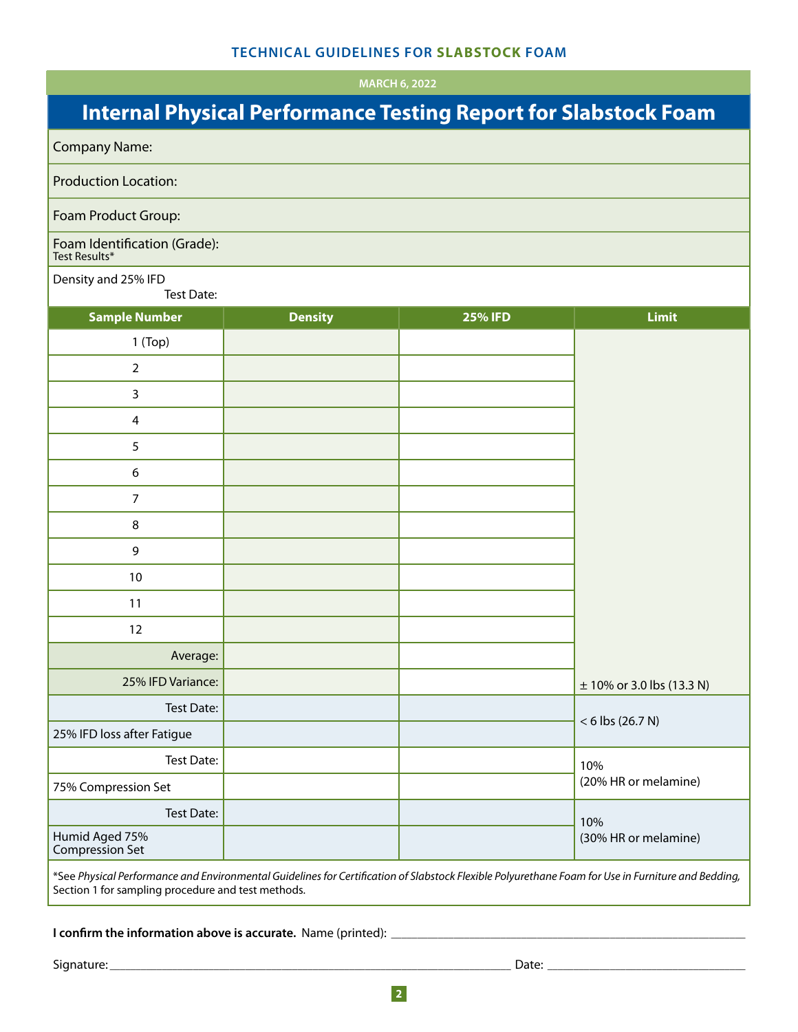MARCH 6, 2022

# Internal Physical Performance Testing Report for Slabstock Foam

Company Name:

Production Location:

Foam Product Group:

Foam Identification (Grade):

Test Results*

Density and 25% IFD

Test Date:

| Sample Number | Density | 25% IFD | Limit |
|---|---|---|---|
| 1 (Top) | | | |
| 2 | | | |
| 3 | | | |
| 4 | | | |
| 5 | | | |
| 6 | | | |
| 7 | | | |
| 8 | | | |
| 9 | | | |
| 10 | | | |
| 11 | | | |
| 12 | | | |
| Average: | | | |
| 25% IFD Variance: | | | ± 10% or 3.0 lbs (13.3 N) |
| Test Date: | | | < 6 lbs (26.7 N) |
| 25% IFD loss after Fatigue | | | |
| Test Date: | | | 10% (20% HR or melamine) |
| 75% Compression Set | | | |
| Test Date: | | | 10% (30% HR or melamine) |
| Humid Aged 75% Compression Set | | | |

*See *Physical Performance and Environmental Guidelines for Certification of Slabstock Flexible Polyurethane Foam for Use in Furniture and Bedding,* Section 1 for sampling procedure and test methods.

**I confirm the information above is accurate.** Name (printed): ______________________________

Signature: ______________________________ Date: ______________________________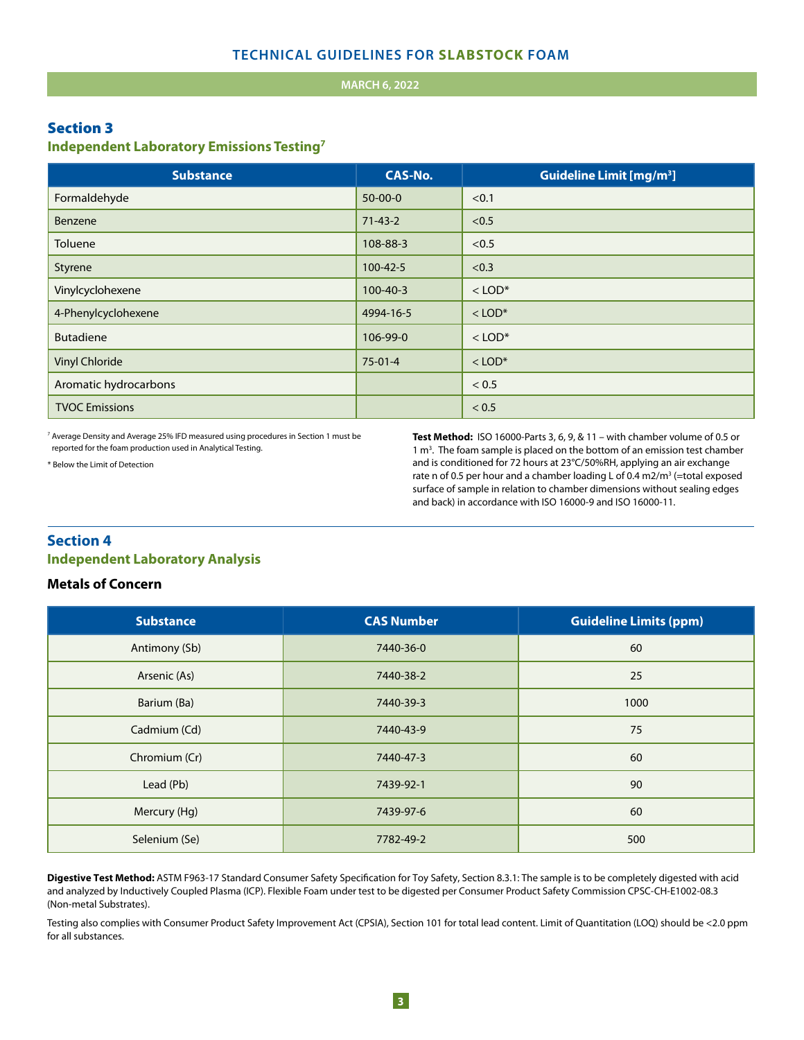## Section 3

### Independent Laboratory Emissions Testing[7]

| Substance | CAS-No. | Guideline Limit [mg/m³] |
|---|---|---|
| Formaldehyde | 50-00-0 | <0.1 |
| Benzene | 71-43-2 | <0.5 |
| Toluene | 108-88-3 | <0.5 |
| Styrene | 100-42-5 | <0.3 |
| Vinylcyclohexene | 100-40-3 | < LOD* |
| 4-Phenylcyclohexene | 4994-16-5 | < LOD* |
| Butadiene | 106-99-0 | < LOD* |
| Vinyl Chloride | 75-01-4 | < LOD* |
| Aromatic hydrocarbons | | < 0.5 |
| TVOC Emissions | | < 0.5 |

[7] Average Density and Average 25% IFD measured using procedures in Section 1 must be reported for the foam production used in Analytical Testing.

* Below the Limit of Detection

**Test Method:** ISO 16000-Parts 3, 6, 9, & 11 – with chamber volume of 0.5 or 1 m³. The foam sample is placed on the bottom of an emission test chamber and is conditioned for 72 hours at 23°C/50%RH, applying an air exchange rate n of 0.5 per hour and a chamber loading L of 0.4 m2/m³ (=total exposed surface of sample in relation to chamber dimensions without sealing edges and back) in accordance with ISO 16000-9 and ISO 16000-11.

## Section 4

### Independent Laboratory Analysis

#### Metals of Concern

| Substance | CAS Number | Guideline Limits (ppm) |
|---|---|---|
| Antimony (Sb) | 7440-36-0 | 60 |
| Arsenic (As) | 7440-38-2 | 25 |
| Barium (Ba) | 7440-39-3 | 1000 |
| Cadmium (Cd) | 7440-43-9 | 75 |
| Chromium (Cr) | 7440-47-3 | 60 |
| Lead (Pb) | 7439-92-1 | 90 |
| Mercury (Hg) | 7439-97-6 | 60 |
| Selenium (Se) | 7782-49-2 | 500 |

**Digestive Test Method:** ASTM F963-17 Standard Consumer Safety Specification for Toy Safety, Section 8.3.1: The sample is to be completely digested with acid and analyzed by Inductively Coupled Plasma (ICP). Flexible Foam under test to be digested per Consumer Product Safety Commission CPSC-CH-E1002-08.3 (Non-metal Substrates).

Testing also complies with Consumer Product Safety Improvement Act (CPSIA), Section 101 for total lead content. Limit of Quantitation (LOQ) should be <2.0 ppm for all substances.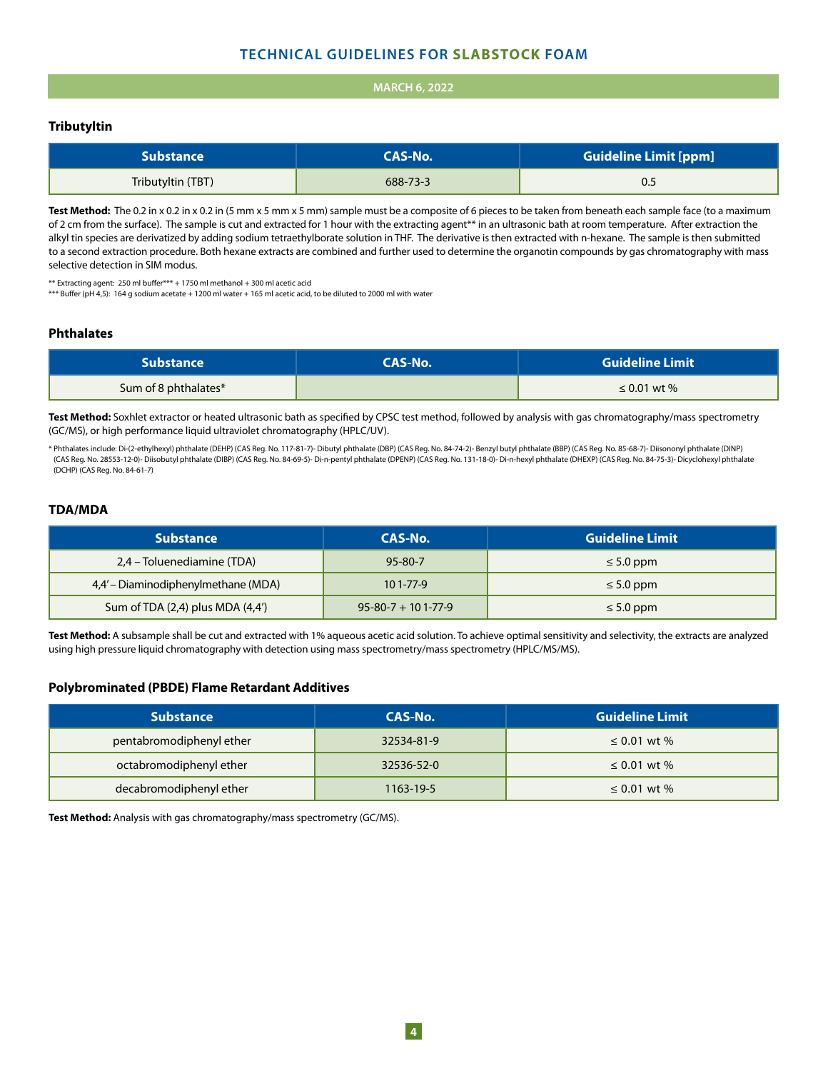### Tributyltin

| Substance | CAS-No. | Guideline Limit [ppm] |
|---|---|---|
| Tributyltin (TBT) | 688-73-3 | 0.5 |

**Test Method:** The 0.2 in x 0.2 in x 0.2 in (5 mm x 5 mm x 5 mm) sample must be a composite of 6 pieces to be taken from beneath each sample face (to a maximum of 2 cm from the surface). The sample is cut and extracted for 1 hour with the extracting agent** in an ultrasonic bath at room temperature. After extraction the alkyl tin species are derivatized by adding sodium tetraethylborate solution in THF. The derivative is then extracted with n-hexane. The sample is then submitted to a second extraction procedure. Both hexane extracts are combined and further used to determine the organotin compounds by gas chromatography with mass selective detection in SIM modus.

** Extracting agent: 250 ml buffer*** + 1750 ml methanol + 300 ml acetic acid
*** Buffer (pH 4,5): 164 g sodium acetate + 1200 ml water + 165 ml acetic acid, to be diluted to 2000 ml with water

### Phthalates

| Substance | CAS-No. | Guideline Limit |
|---|---|---|
| Sum of 8 phthalates* | | ≤ 0.01 wt % |

**Test Method:** Soxhlet extractor or heated ultrasonic bath as specified by CPSC test method, followed by analysis with gas chromatography/mass spectrometry (GC/MS), or high performance liquid ultraviolet chromatography (HPLC/UV).

* Phthalates include: Di-(2-ethylhexyl) phthalate (DEHP) (CAS Reg. No. 117-81-7)- Dibutyl phthalate (DBP) (CAS Reg. No. 84-74-2)- Benzyl butyl phthalate (BBP) (CAS Reg. No. 85-68-7)- Diisononyl phthalate (DINP) (CAS Reg. No. 28553-12-0)- Diisobutyl phthalate (DIBP) (CAS Reg. No. 84-69-5)- Di-n-pentyl phthalate (DPENP) (CAS Reg. No. 131-18-0)- Di-n-hexyl phthalate (DHEXP) (CAS Reg. No. 84-75-3)- Dicyclohexyl phthalate (DCHP) (CAS Reg. No. 84-61-7)

### TDA/MDA

| Substance | CAS-No. | Guideline Limit |
|---|---|---|
| 2,4 – Toluenediamine (TDA) | 95-80-7 | ≤ 5.0 ppm |
| 4,4' – Diaminodiphenylmethane (MDA) | 10 1-77-9 | ≤ 5.0 ppm |
| Sum of TDA (2,4) plus MDA (4,4') | 95-80-7 + 10 1-77-9 | ≤ 5.0 ppm |

**Test Method:** A subsample shall be cut and extracted with 1% aqueous acetic acid solution. To achieve optimal sensitivity and selectivity, the extracts are analyzed using high pressure liquid chromatography with detection using mass spectrometry/mass spectrometry (HPLC/MS/MS).

### Polybrominated (PBDE) Flame Retardant Additives

| Substance | CAS-No. | Guideline Limit |
|---|---|---|
| pentabromodiphenyl ether | 32534-81-9 | ≤ 0.01 wt % |
| octabromodiphenyl ether | 32536-52-0 | ≤ 0.01 wt % |
| decabromodiphenyl ether | 1163-19-5 | ≤ 0.01 wt % |

**Test Method:** Analysis with gas chromatography/mass spectrometry (GC/MS).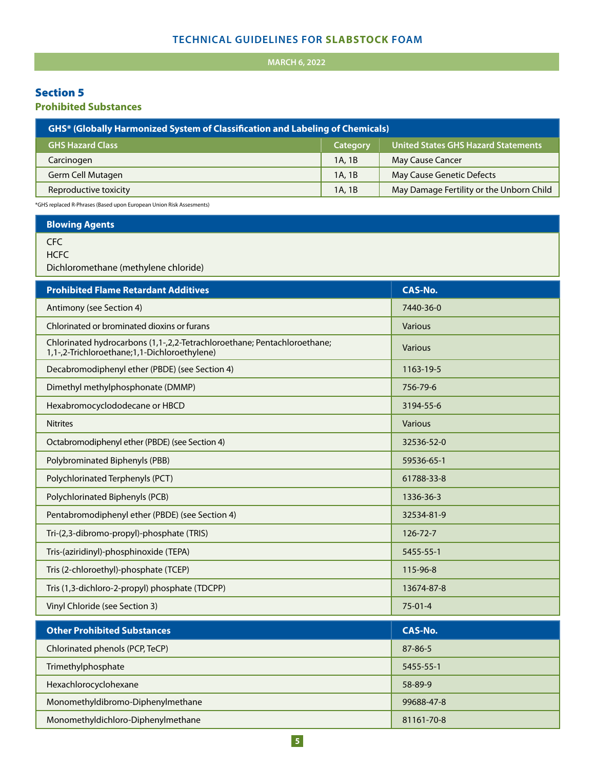## Section 5

### Prohibited Substances

| GHS* (Globally Harmonized System of Classification and Labeling of Chemicals) | | |
|---|---|---|
| **GHS Hazard Class** | **Category** | **United States GHS Hazard Statements** |
| Carcinogen | 1A, 1B | May Cause Cancer |
| Germ Cell Mutagen | 1A, 1B | May Cause Genetic Defects |
| Reproductive toxicity | 1A, 1B | May Damage Fertility or the Unborn Child |

*GHS replaced R-Phrases (Based upon European Union Risk Assesments)

| Blowing Agents |
|---|
| CFC |
| HCFC |
| Dichloromethane (methylene chloride) |

| Prohibited Flame Retardant Additives | CAS-No. |
|---|---|
| Antimony (see Section 4) | 7440-36-0 |
| Chlorinated or brominated dioxins or furans | Various |
| Chlorinated hydrocarbons (1,1-,2,2-Tetrachloroethane; Pentachloroethane; 1,1-,2-Trichloroethane;1,1-Dichloroethylene) | Various |
| Decabromodiphenyl ether (PBDE) (see Section 4) | 1163-19-5 |
| Dimethyl methylphosphonate (DMMP) | 756-79-6 |
| Hexabromocyclododecane or HBCD | 3194-55-6 |
| Nitrites | Various |
| Octabromodiphenyl ether (PBDE) (see Section 4) | 32536-52-0 |
| Polybrominated Biphenyls (PBB) | 59536-65-1 |
| Polychlorinated Terphenyls (PCT) | 61788-33-8 |
| Polychlorinated Biphenyls (PCB) | 1336-36-3 |
| Pentabromodiphenyl ether (PBDE) (see Section 4) | 32534-81-9 |
| Tri-(2,3-dibromo-propyl)-phosphate (TRIS) | 126-72-7 |
| Tris-(aziridinyl)-phosphinoxide (TEPA) | 5455-55-1 |
| Tris (2-chloroethyl)-phosphate (TCEP) | 115-96-8 |
| Tris (1,3-dichloro-2-propyl) phosphate (TDCPP) | 13674-87-8 |
| Vinyl Chloride (see Section 3) | 75-01-4 |

| Other Prohibited Substances | CAS-No. |
|---|---|
| Chlorinated phenols (PCP, TeCP) | 87-86-5 |
| Trimethylphosphate | 5455-55-1 |
| Hexachlorocyclohexane | 58-89-9 |
| Monomethyldibromo-Diphenylmethane | 99688-47-8 |
| Monomethyldichloro-Diphenylmethane | 81161-70-8 |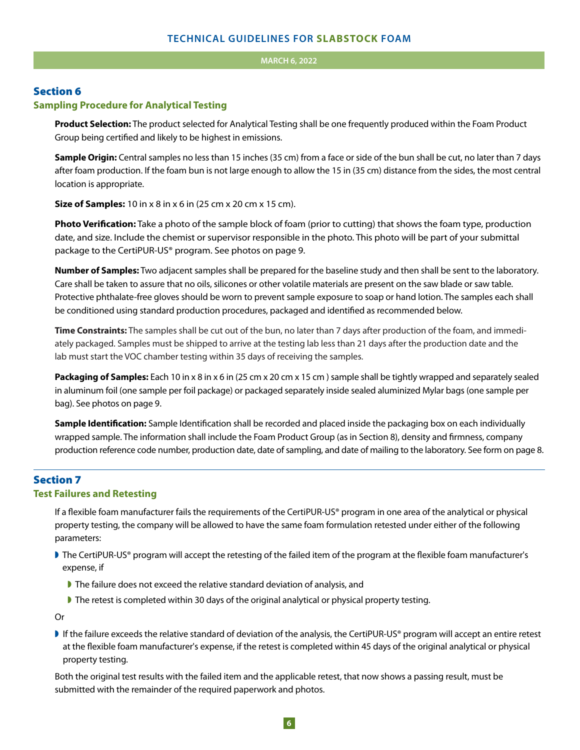## Section 6

### Sampling Procedure for Analytical Testing

**Product Selection:** The product selected for Analytical Testing shall be one frequently produced within the Foam Product Group being certified and likely to be highest in emissions.

**Sample Origin:** Central samples no less than 15 inches (35 cm) from a face or side of the bun shall be cut, no later than 7 days after foam production. If the foam bun is not large enough to allow the 15 in (35 cm) distance from the sides, the most central location is appropriate.

**Size of Samples:** 10 in x 8 in x 6 in (25 cm x 20 cm x 15 cm).

**Photo Verification:** Take a photo of the sample block of foam (prior to cutting) that shows the foam type, production date, and size. Include the chemist or supervisor responsible in the photo. This photo will be part of your submittal package to the CertiPUR-US® program. See photos on page 9.

**Number of Samples:** Two adjacent samples shall be prepared for the baseline study and then shall be sent to the laboratory. Care shall be taken to assure that no oils, silicones or other volatile materials are present on the saw blade or saw table. Protective phthalate-free gloves should be worn to prevent sample exposure to soap or hand lotion. The samples each shall be conditioned using standard production procedures, packaged and identified as recommended below.

**Time Constraints:** The samples shall be cut out of the bun, no later than 7 days after production of the foam, and immediately packaged. Samples must be shipped to arrive at the testing lab less than 21 days after the production date and the lab must start the VOC chamber testing within 35 days of receiving the samples.

**Packaging of Samples:** Each 10 in x 8 in x 6 in (25 cm x 20 cm x 15 cm ) sample shall be tightly wrapped and separately sealed in aluminum foil (one sample per foil package) or packaged separately inside sealed aluminized Mylar bags (one sample per bag). See photos on page 9.

**Sample Identification:** Sample Identification shall be recorded and placed inside the packaging box on each individually wrapped sample. The information shall include the Foam Product Group (as in Section 8), density and firmness, company production reference code number, production date, date of sampling, and date of mailing to the laboratory. See form on page 8.

---

## Section 7

### Test Failures and Retesting

If a flexible foam manufacturer fails the requirements of the CertiPUR-US® program in one area of the analytical or physical property testing, the company will be allowed to have the same foam formulation retested under either of the following parameters:

- The CertiPUR-US® program will accept the retesting of the failed item of the program at the flexible foam manufacturer's expense, if
  - The failure does not exceed the relative standard deviation of analysis, and
  - The retest is completed within 30 days of the original analytical or physical property testing.

Or

- If the failure exceeds the relative standard of deviation of the analysis, the CertiPUR-US® program will accept an entire retest at the flexible foam manufacturer's expense, if the retest is completed within 45 days of the original analytical or physical property testing.

Both the original test results with the failed item and the applicable retest, that now shows a passing result, must be submitted with the remainder of the required paperwork and photos.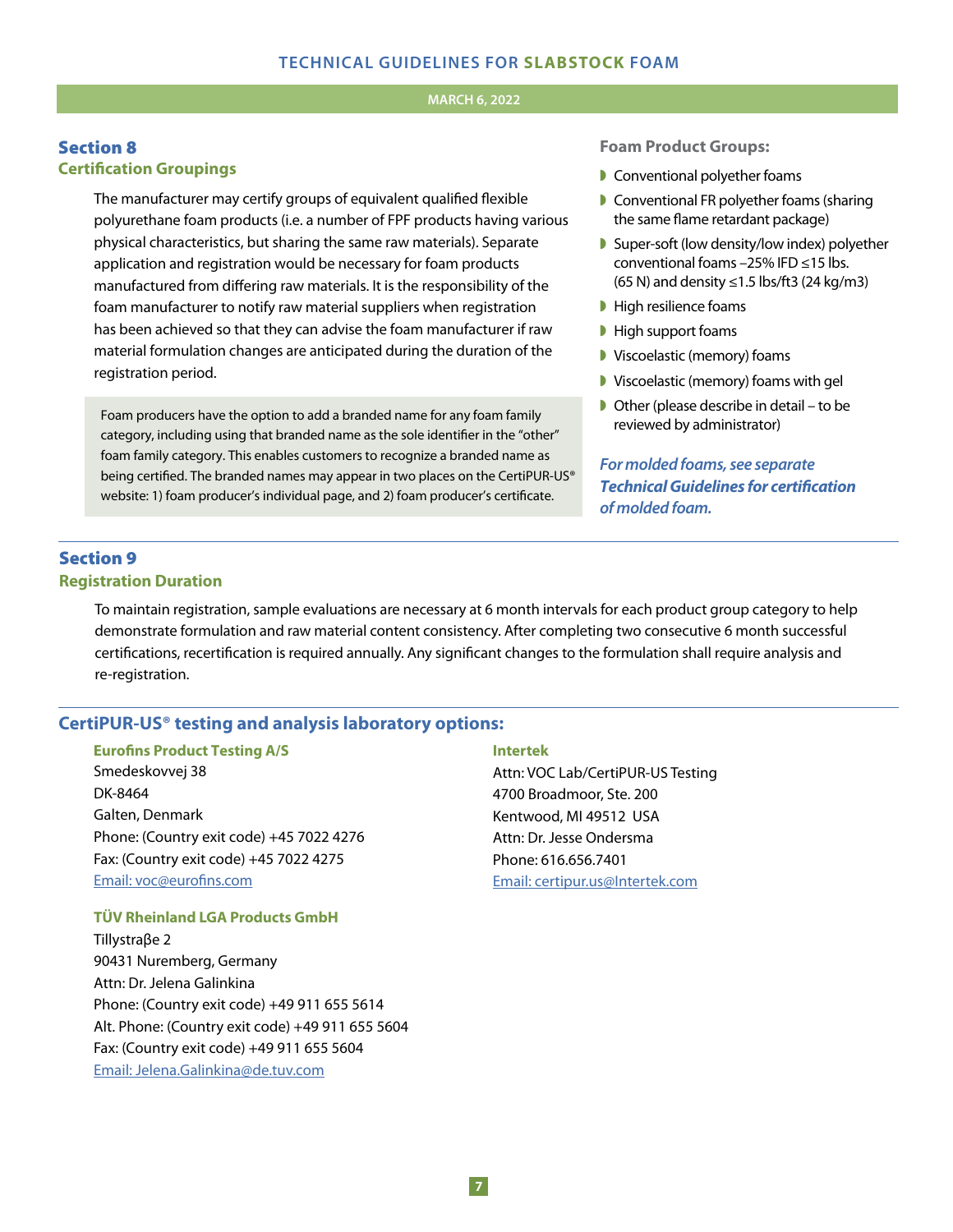## Section 8
### Certification Groupings

The manufacturer may certify groups of equivalent qualified flexible polyurethane foam products (i.e. a number of FPF products having various physical characteristics, but sharing the same raw materials). Separate application and registration would be necessary for foam products manufactured from differing raw materials. It is the responsibility of the foam manufacturer to notify raw material suppliers when registration has been achieved so that they can advise the foam manufacturer if raw material formulation changes are anticipated during the duration of the registration period.

Foam producers have the option to add a branded name for any foam family category, including using that branded name as the sole identifier in the "other" foam family category. This enables customers to recognize a branded name as being certified. The branded names may appear in two places on the CertiPUR-US® website: 1) foam producer's individual page, and 2) foam producer's certificate.

**Foam Product Groups:**

- Conventional polyether foams
- Conventional FR polyether foams (sharing the same flame retardant package)
- Super-soft (low density/low index) polyether conventional foams –25% IFD ≤15 lbs. (65 N) and density ≤1.5 lbs/ft3 (24 kg/m3)
- High resilience foams
- High support foams
- Viscoelastic (memory) foams
- Viscoelastic (memory) foams with gel
- Other (please describe in detail – to be reviewed by administrator)

***For molded foams, see separate Technical Guidelines for certification of molded foam.***

## Section 9
### Registration Duration

To maintain registration, sample evaluations are necessary at 6 month intervals for each product group category to help demonstrate formulation and raw material content consistency. After completing two consecutive 6 month successful certifications, recertification is required annually. Any significant changes to the formulation shall require analysis and re-registration.

## CertiPUR-US® testing and analysis laboratory options:

**Eurofins Product Testing A/S**
Smedeskovvej 38
DK-8464
Galten, Denmark
Phone: (Country exit code) +45 7022 4276
Fax: (Country exit code) +45 7022 4275
Email: voc@eurofins.com

**TÜV Rheinland LGA Products GmbH**
Tillystraβe 2
90431 Nuremberg, Germany
Attn: Dr. Jelena Galinkina
Phone: (Country exit code) +49 911 655 5614
Alt. Phone: (Country exit code) +49 911 655 5604
Fax: (Country exit code) +49 911 655 5604
Email: Jelena.Galinkina@de.tuv.com

**Intertek**
Attn: VOC Lab/CertiPUR-US Testing
4700 Broadmoor, Ste. 200
Kentwood, MI 49512 USA
Attn: Dr. Jesse Ondersma
Phone: 616.656.7401
Email: certipur.us@Intertek.com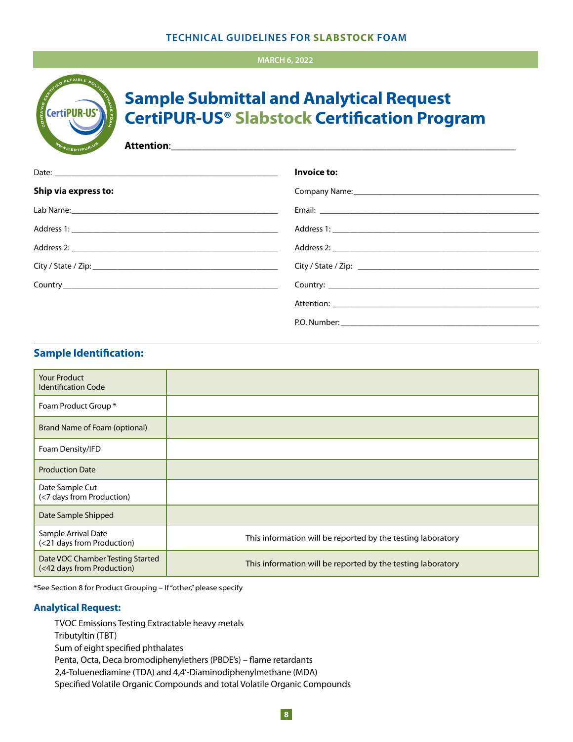MARCH 6, 2022

# Sample Submittal and Analytical Request CertiPUR-US® Slabstock Certification Program

**Attention**:\_\_\_\_\_\_\_\_\_\_\_\_\_\_\_\_\_\_\_\_\_\_\_\_\_\_\_\_\_\_\_\_\_\_\_\_\_\_\_\_\_\_\_\_\_\_\_\_

Date: \_\_\_\_\_\_\_\_\_\_\_\_\_\_\_\_\_\_\_\_\_\_\_\_\_\_\_\_\_\_\_\_\_\_

**Ship via express to:**

Lab Name:\_\_\_\_\_\_\_\_\_\_\_\_\_\_\_\_\_\_\_\_\_\_\_\_\_\_\_\_\_\_\_\_\_\_

Address 1: \_\_\_\_\_\_\_\_\_\_\_\_\_\_\_\_\_\_\_\_\_\_\_\_\_\_\_\_\_\_\_\_\_\_

Address 2: \_\_\_\_\_\_\_\_\_\_\_\_\_\_\_\_\_\_\_\_\_\_\_\_\_\_\_\_\_\_\_\_\_\_

City / State / Zip: \_\_\_\_\_\_\_\_\_\_\_\_\_\_\_\_\_\_\_\_\_\_\_\_\_\_\_\_\_\_\_\_\_\_

Country \_\_\_\_\_\_\_\_\_\_\_\_\_\_\_\_\_\_\_\_\_\_\_\_\_\_\_\_\_\_\_\_\_\_

**Invoice to:**

Company Name:\_\_\_\_\_\_\_\_\_\_\_\_\_\_\_\_\_\_\_\_\_\_\_\_\_\_\_\_\_\_\_\_\_\_

Email: \_\_\_\_\_\_\_\_\_\_\_\_\_\_\_\_\_\_\_\_\_\_\_\_\_\_\_\_\_\_\_\_\_\_

Address 1: \_\_\_\_\_\_\_\_\_\_\_\_\_\_\_\_\_\_\_\_\_\_\_\_\_\_\_\_\_\_\_\_\_\_

Address 2: \_\_\_\_\_\_\_\_\_\_\_\_\_\_\_\_\_\_\_\_\_\_\_\_\_\_\_\_\_\_\_\_\_\_

City / State / Zip: \_\_\_\_\_\_\_\_\_\_\_\_\_\_\_\_\_\_\_\_\_\_\_\_\_\_\_\_\_\_\_\_\_\_

Country: \_\_\_\_\_\_\_\_\_\_\_\_\_\_\_\_\_\_\_\_\_\_\_\_\_\_\_\_\_\_\_\_\_\_

Attention: \_\_\_\_\_\_\_\_\_\_\_\_\_\_\_\_\_\_\_\_\_\_\_\_\_\_\_\_\_\_\_\_\_\_

P.O. Number: \_\_\_\_\_\_\_\_\_\_\_\_\_\_\_\_\_\_\_\_\_\_\_\_\_\_\_\_\_\_\_\_\_\_

## Sample Identification:

| | |
|---|---|
| Your Product Identification Code | |
| Foam Product Group * | |
| Brand Name of Foam (optional) | |
| Foam Density/IFD | |
| Production Date | |
| Date Sample Cut (<7 days from Production) | |
| Date Sample Shipped | |
| Sample Arrival Date (<21 days from Production) | This information will be reported by the testing laboratory |
| Date VOC Chamber Testing Started (<42 days from Production) | This information will be reported by the testing laboratory |

*See Section 8 for Product Grouping – If "other," please specify

## Analytical Request:

TVOC Emissions Testing Extractable heavy metals
Tributyltin (TBT)
Sum of eight specified phthalates
Penta, Octa, Deca bromodiphenylethers (PBDE's) – flame retardants
2,4-Toluenediamine (TDA) and 4,4'-Diaminodiphenylmethane (MDA)
Specified Volatile Organic Compounds and total Volatile Organic Compounds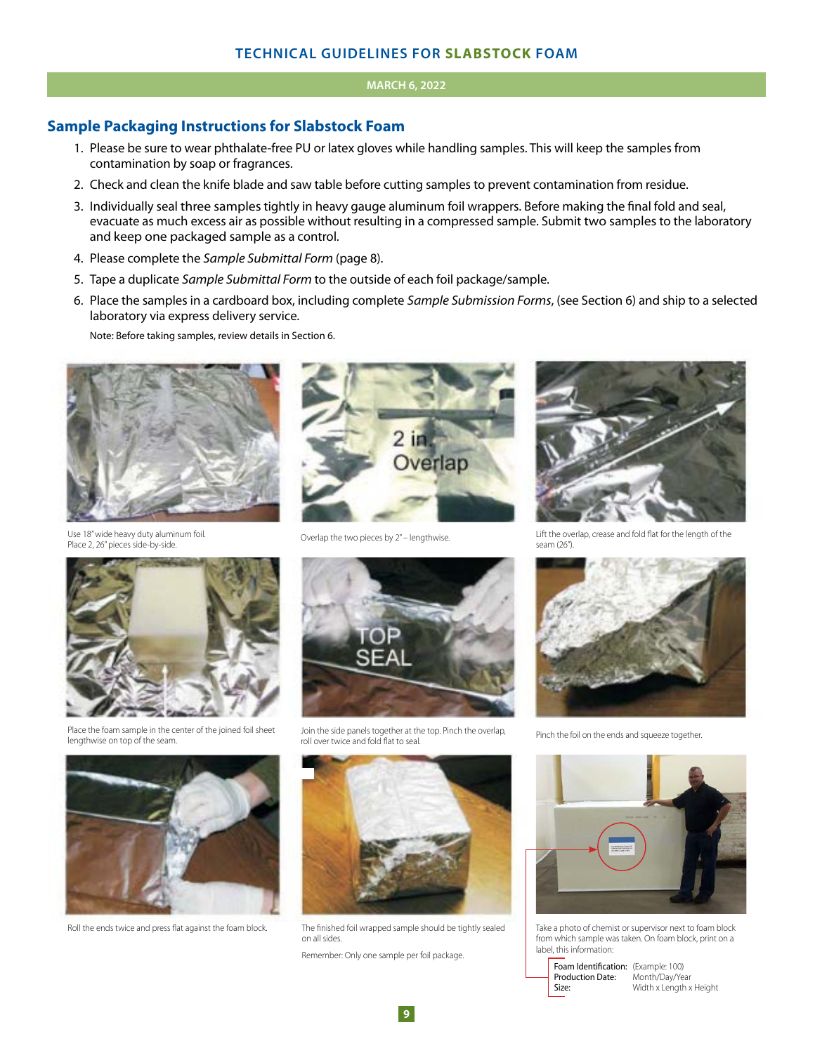## Sample Packaging Instructions for Slabstock Foam

1. Please be sure to wear phthalate-free PU or latex gloves while handling samples. This will keep the samples from contamination by soap or fragrances.
2. Check and clean the knife blade and saw table before cutting samples to prevent contamination from residue.
3. Individually seal three samples tightly in heavy gauge aluminum foil wrappers. Before making the final fold and seal, evacuate as much excess air as possible without resulting in a compressed sample. Submit two samples to the laboratory and keep one packaged sample as a control.
4. Please complete the *Sample Submittal Form* (page 8).
5. Tape a duplicate *Sample Submittal Form* to the outside of each foil package/sample.
6. Place the samples in a cardboard box, including complete *Sample Submission Forms*, (see Section 6) and ship to a selected laboratory via express delivery service.

   Note: Before taking samples, review details in Section 6.

Use 18" wide heavy duty aluminum foil. Place 2, 26" pieces side-by-side.

Overlap the two pieces by 2" – lengthwise.

Lift the overlap, crease and fold flat for the length of the seam (26").

Place the foam sample in the center of the joined foil sheet lengthwise on top of the seam.

Join the side panels together at the top. Pinch the overlap, roll over twice and fold flat to seal.

Pinch the foil on the ends and squeeze together.

Roll the ends twice and press flat against the foam block.

The finished foil wrapped sample should be tightly sealed on all sides.

Remember: Only one sample per foil package.

Take a photo of chemist or supervisor next to foam block from which sample was taken. On foam block, print on a label, this information:

Foam Identification: (Example: 100)
Production Date: Month/Day/Year
Size: Width x Length x Height